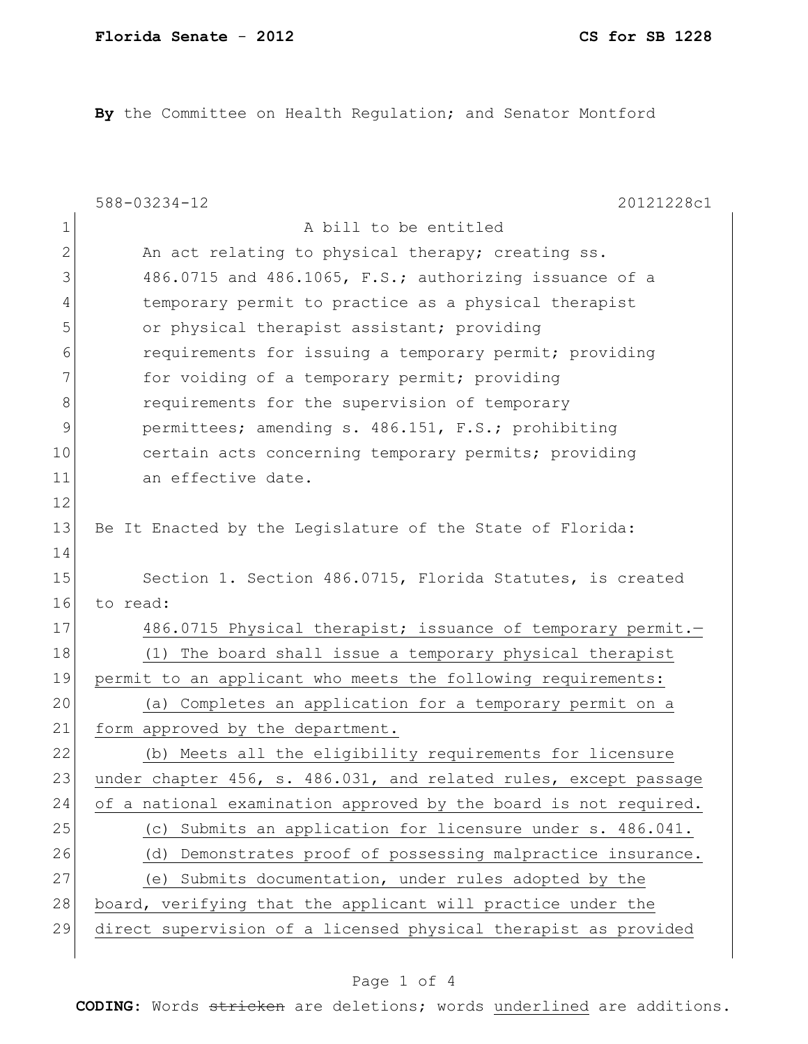**Florida Senate - 2012** **CS for SB 1228**

**By** the Committee on Health Regulation; and Senator Montford

588-03234-12 20121228c1

A bill to be entitled

An act relating to physical therapy; creating ss. 486.0715 and 486.1065, F.S.; authorizing issuance of a temporary permit to practice as a physical therapist or physical therapist assistant; providing requirements for issuing a temporary permit; providing for voiding of a temporary permit; providing requirements for the supervision of temporary permittees; amending s. 486.151, F.S.; prohibiting certain acts concerning temporary permits; providing an effective date.

Be It Enacted by the Legislature of the State of Florida:

Section 1. Section 486.0715, Florida Statutes, is created to read:

486.0715 Physical therapist; issuance of temporary permit.—

(1) The board shall issue a temporary physical therapist permit to an applicant who meets the following requirements:

(a) Completes an application for a temporary permit on a form approved by the department.

(b) Meets all the eligibility requirements for licensure under chapter 456, s. 486.031, and related rules, except passage of a national examination approved by the board is not required.

(c) Submits an application for licensure under s. 486.041.

(d) Demonstrates proof of possessing malpractice insurance.

(e) Submits documentation, under rules adopted by the board, verifying that the applicant will practice under the direct supervision of a licensed physical therapist as provided

**CODING:** Words ~~stricken~~ are deletions; words underlined are additions.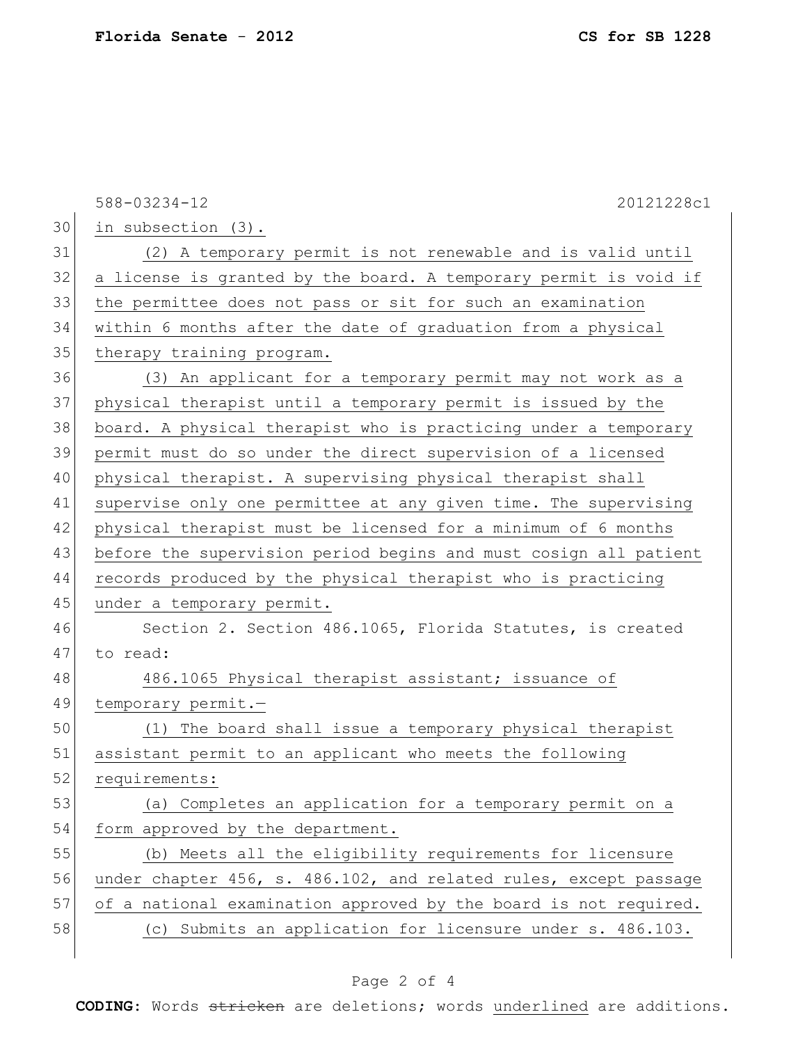588-03234-12 20121228c1

in subsection (3).

(2) A temporary permit is not renewable and is valid until a license is granted by the board. A temporary permit is void if the permittee does not pass or sit for such an examination within 6 months after the date of graduation from a physical therapy training program.

(3) An applicant for a temporary permit may not work as a physical therapist until a temporary permit is issued by the board. A physical therapist who is practicing under a temporary permit must do so under the direct supervision of a licensed physical therapist. A supervising physical therapist shall supervise only one permittee at any given time. The supervising physical therapist must be licensed for a minimum of 6 months before the supervision period begins and must cosign all patient records produced by the physical therapist who is practicing under a temporary permit.

Section 2. Section 486.1065, Florida Statutes, is created to read:

486.1065 Physical therapist assistant; issuance of temporary permit.—

(1) The board shall issue a temporary physical therapist assistant permit to an applicant who meets the following requirements:

(a) Completes an application for a temporary permit on a form approved by the department.

(b) Meets all the eligibility requirements for licensure under chapter 456, s. 486.102, and related rules, except passage of a national examination approved by the board is not required.

(c) Submits an application for licensure under s. 486.103.

**CODING:** Words ~~stricken~~ are deletions; words underlined are additions.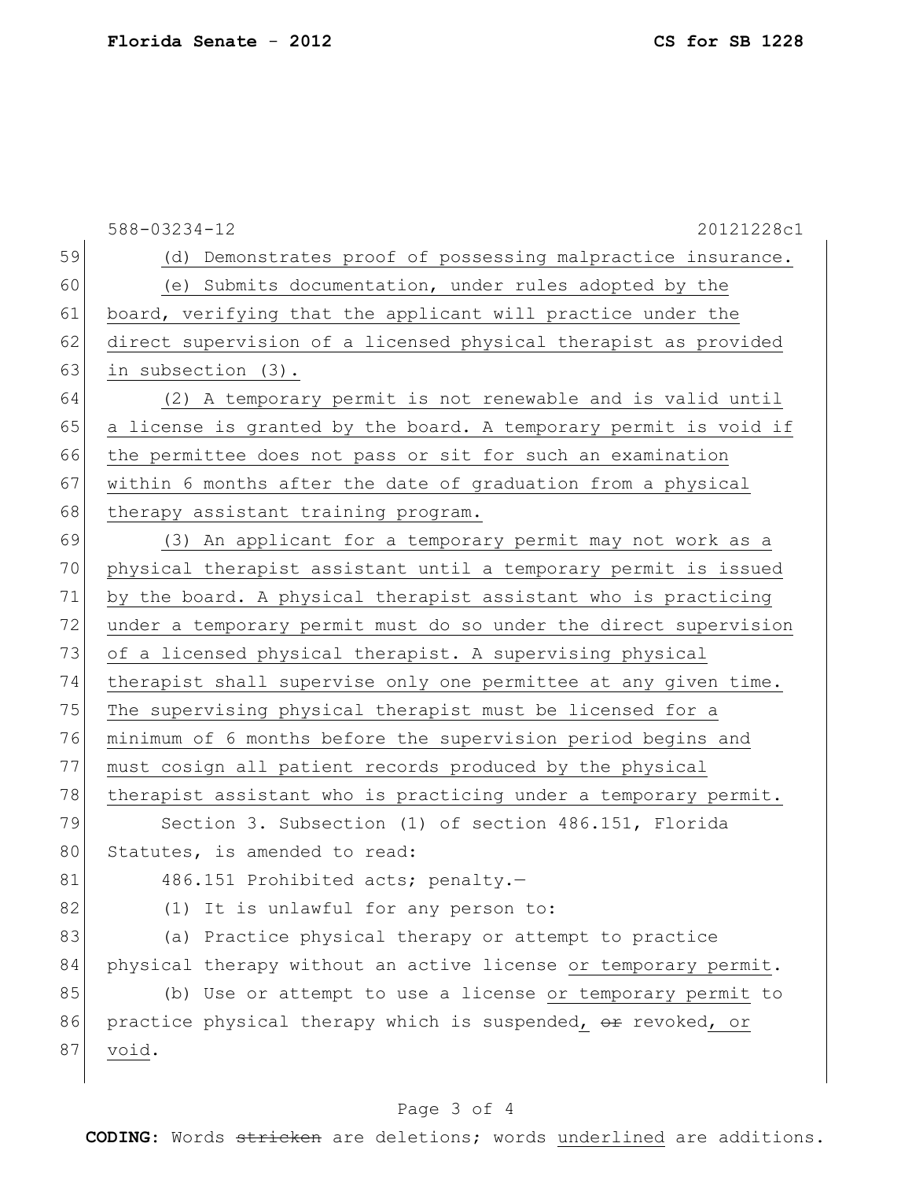(d) Demonstrates proof of possessing malpractice insurance.

<u>(e) Submits documentation, under rules adopted by the board, verifying that the applicant will practice under the direct supervision of a licensed physical therapist as provided in subsection (3).</u>

<u>(2) A temporary permit is not renewable and is valid until a license is granted by the board. A temporary permit is void if the permittee does not pass or sit for such an examination within 6 months after the date of graduation from a physical therapy assistant training program.</u>

<u>(3) An applicant for a temporary permit may not work as a physical therapist assistant until a temporary permit is issued by the board. A physical therapist assistant who is practicing under a temporary permit must do so under the direct supervision of a licensed physical therapist. A supervising physical therapist shall supervise only one permittee at any given time. The supervising physical therapist must be licensed for a minimum of 6 months before the supervision period begins and must cosign all patient records produced by the physical therapist assistant who is practicing under a temporary permit.</u>

Section 3. Subsection (1) of section 486.151, Florida Statutes, is amended to read:

486.151 Prohibited acts; penalty.—

(1) It is unlawful for any person to:

(a) Practice physical therapy or attempt to practice physical therapy without an active license <u>or temporary permit</u>.

(b) Use or attempt to use a license <u>or temporary permit</u> to practice physical therapy which is suspended<u>,</u> ~~or~~ revoked<u>, or void</u>.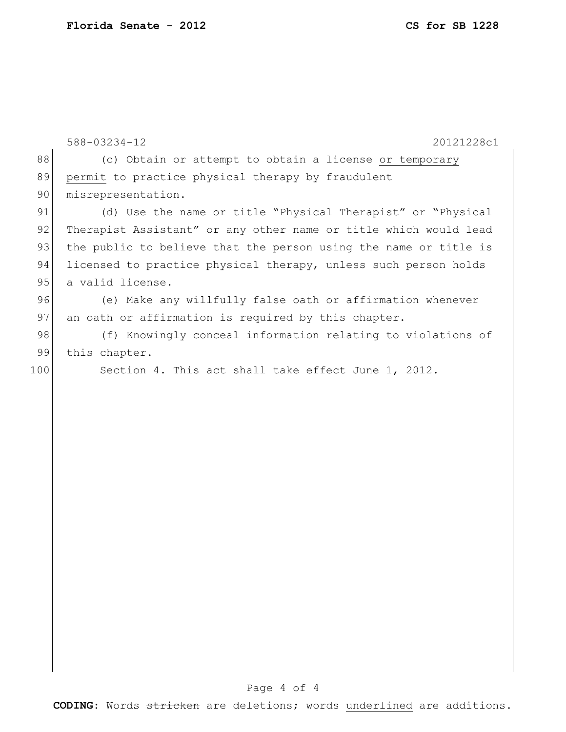588-03234-12 20121228c1

(c) Obtain or attempt to obtain a license <u>or temporary permit</u> to practice physical therapy by fraudulent misrepresentation.

(d) Use the name or title "Physical Therapist" or "Physical Therapist Assistant" or any other name or title which would lead the public to believe that the person using the name or title is licensed to practice physical therapy, unless such person holds a valid license.

(e) Make any willfully false oath or affirmation whenever an oath or affirmation is required by this chapter.

(f) Knowingly conceal information relating to violations of this chapter.

Section 4. This act shall take effect June 1, 2012.

**CODING:** Words ~~stricken~~ are deletions; words <u>underlined</u> are additions.